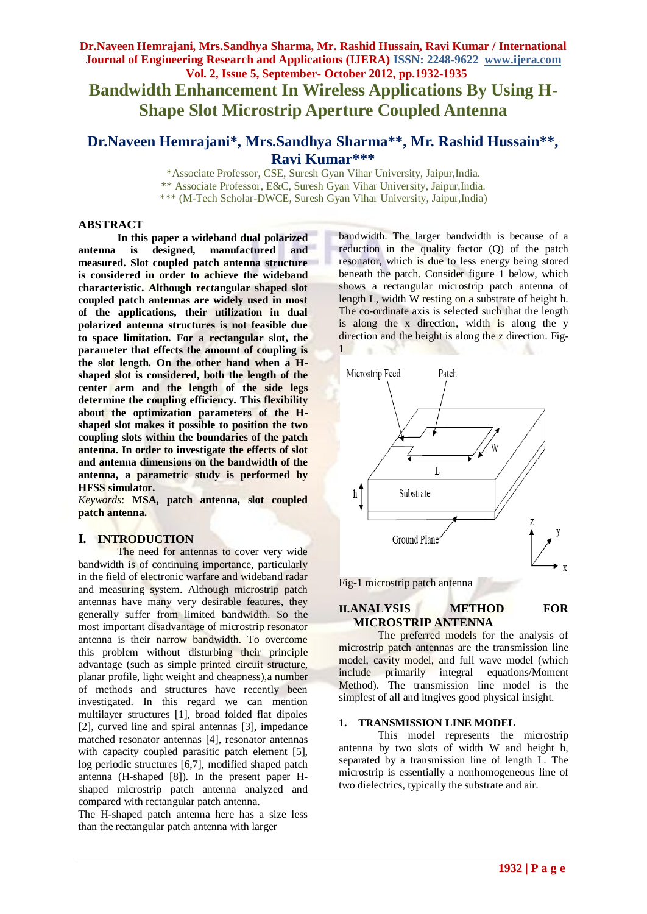# Bandwidth Enhancement In Wireless Applications By Using H-Shape Slot Microstrip Aperture Coupled Antenna

## Dr.Naveen Hemrajani*, Mrs.Sandhya Sharma**, Mr. Rashid Hussain**, Ravi Kumar***

*Associate Professor, CSE, Suresh Gyan Vihar University, Jaipur,India.
** Associate Professor, E&C, Suresh Gyan Vihar University, Jaipur,India.
*** (M-Tech Scholar-DWCE, Suresh Gyan Vihar University, Jaipur,India)

## ABSTRACT

**In this paper a wideband dual polarized antenna is designed, manufactured and measured. Slot coupled patch antenna structure is considered in order to achieve the wideband characteristic. Although rectangular shaped slot coupled patch antennas are widely used in most of the applications, their utilization in dual polarized antenna structures is not feasible due to space limitation. For a rectangular slot, the parameter that effects the amount of coupling is the slot length. On the other hand when a H-shaped slot is considered, both the length of the center arm and the length of the side legs determine the coupling efficiency. This flexibility about the optimization parameters of the H-shaped slot makes it possible to position the two coupling slots within the boundaries of the patch antenna. In order to investigate the effects of slot and antenna dimensions on the bandwidth of the antenna, a parametric study is performed by HFSS simulator.**

*Keywords*: **MSA, patch antenna, slot coupled patch antenna.**

## I. INTRODUCTION

The need for antennas to cover very wide bandwidth is of continuing importance, particularly in the field of electronic warfare and wideband radar and measuring system. Although microstrip patch antennas have many very desirable features, they generally suffer from limited bandwidth. So the most important disadvantage of microstrip resonator antenna is their narrow bandwidth. To overcome this problem without disturbing their principle advantage (such as simple printed circuit structure, planar profile, light weight and cheapness),a number of methods and structures have recently been investigated. In this regard we can mention multilayer structures [1], broad folded flat dipoles [2], curved line and spiral antennas [3], impedance matched resonator antennas [4], resonator antennas with capacity coupled parasitic patch element [5], log periodic structures [6,7], modified shaped patch antenna (H-shaped [8]). In the present paper H-shaped microstrip patch antenna analyzed and compared with rectangular patch antenna.

The H-shaped patch antenna here has a size less than the rectangular patch antenna with larger bandwidth. The larger bandwidth is because of a reduction in the quality factor (Q) of the patch resonator, which is due to less energy being stored beneath the patch. Consider figure 1 below, which shows a rectangular microstrip patch antenna of length L, width W resting on a substrate of height h. The co-ordinate axis is selected such that the length is along the x direction, width is along the y direction and the height is along the z direction. Fig-1

Fig-1 microstrip patch antenna

## II.ANALYSIS METHOD FOR MICROSTRIP ANTENNA

The preferred models for the analysis of microstrip patch antennas are the transmission line model, cavity model, and full wave model (which include primarily integral equations/Moment Method). The transmission line model is the simplest of all and itngives good physical insight.

### 1. TRANSMISSION LINE MODEL

This model represents the microstrip antenna by two slots of width W and height h, separated by a transmission line of length L. The microstrip is essentially a nonhomogeneous line of two dielectrics, typically the substrate and air.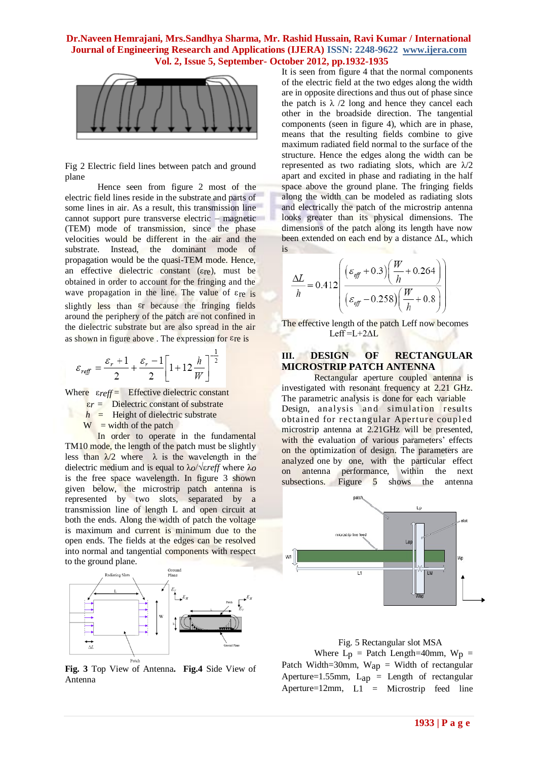Fig 2 Electric field lines between patch and ground plane

Hence seen from figure 2 most of the electric field lines reside in the substrate and parts of some lines in air. As a result, this transmission line cannot support pure transverse electric – magnetic (TEM) mode of transmission, since the phase velocities would be different in the air and the substrate. Instead, the dominant mode of propagation would be the quasi-TEM mode. Hence, an effective dielectric constant ($\varepsilon_{re}$), must be obtained in order to account for the fringing and the wave propagation in the line. The value of $\varepsilon_{re}$ is slightly less than $\varepsilon_r$ because the fringing fields around the periphery of the patch are not confined in the dielectric substrate but are also spread in the air as shown in figure above . The expression for $\varepsilon_{re}$ is

$$\varepsilon_{reff} = \frac{\varepsilon_r + 1}{2} + \frac{\varepsilon_r - 1}{2}\left[1 + 12\frac{h}{W}\right]^{-\frac{1}{2}}$$

Where $\varepsilon_{reff}$ = Effective dielectric constant

$\varepsilon_r$ = Dielectric constant of substrate

$h$ = Height of dielectric substrate

W = width of the patch

In order to operate in the fundamental TM10 mode, the length of the patch must be slightly less than $\lambda/2$ where $\lambda$ is the wavelength in the dielectric medium and is equal to $\lambda_o/\sqrt{\varepsilon_{reff}}$ where $\lambda_o$ is the free space wavelength. In figure 3 shown given below, the microstrip patch antenna is represented by two slots, separated by a transmission line of length L and open circuit at both the ends. Along the width of patch the voltage is maximum and current is minimum due to the open ends. The fields at the edges can be resolved into normal and tangential components with respect to the ground plane.

**Fig. 3** Top View of Antenna. **Fig.4** Side View of Antenna

It is seen from figure 4 that the normal components of the electric field at the two edges along the width are in opposite directions and thus out of phase since the patch is $\lambda/2$ long and hence they cancel each other in the broadside direction. The tangential components (seen in figure 4), which are in phase, means that the resulting fields combine to give maximum radiated field normal to the surface of the structure. Hence the edges along the width can be represented as two radiating slots, which are $\lambda/2$ apart and excited in phase and radiating in the half space above the ground plane. The fringing fields along the width can be modeled as radiating slots and electrically the patch of the microstrip antenna looks greater than its physical dimensions. The dimensions of the patch along its length have now been extended on each end by a distance $\Delta L$, which is

$$\frac{\Delta L}{h} = 0.412\left(\frac{(\varepsilon_{eff} + 0.3)\left(\frac{W}{h} + 0.264\right)}{(\varepsilon_{eff} - 0.258)\left(\frac{W}{h} + 0.8\right)}\right)$$

The effective length of the patch Leff now becomes

$$L_{eff} = L + 2\Delta L$$

## III. DESIGN OF RECTANGULAR MICROSTRIP PATCH ANTENNA

Rectangular aperture coupled antenna is investigated with resonant frequency at 2.21 GHz. The parametric analysis is done for each variable Design, analysis and simulation results obtained for rectangular Aperture coupled microstrip antenna at 2.21GHz will be presented, with the evaluation of various parameters' effects on the optimization of design. The parameters are analyzed one by one, with the particular effect on antenna performance, within the next subsections. Figure 5 shows the antenna

Fig. 5 Rectangular slot MSA

Where $L_p$ = Patch Length=40mm, $W_p$ = Patch Width=30mm, $W_{ap}$ = Width of rectangular Aperture=1.55mm, $L_{ap}$ = Length of rectangular Aperture=12mm, L1 = Microstrip feed line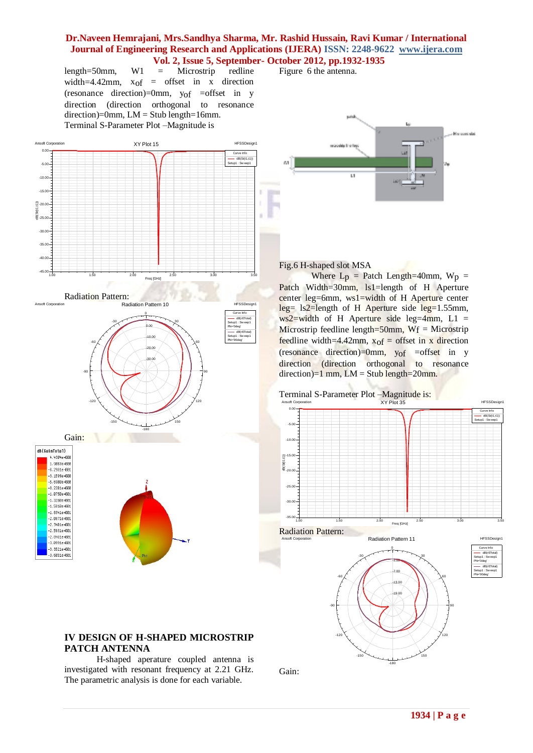length=50mm, W1 = Microstrip redline width=4.42mm, $x_{of}$ = offset in x direction (resonance direction)=0mm, $y_{of}$ =offset in y direction (direction orthogonal to resonance direction)=0mm, LM = Stub length=16mm.

Terminal S-Parameter Plot –Magnitude is

Radiation Pattern:

Gain:

## IV DESIGN OF H-SHAPED MICROSTRIP PATCH ANTENNA

H-shaped aperature coupled antenna is investigated with resonant frequency at 2.21 GHz. The parametric analysis is done for each variable.

Figure 6 the antenna.

Fig.6 H-shaped slot MSA

Where $L_p$ = Patch Length=40mm, $W_p$ = Patch Width=30mm, ls1=length of H Aperture center leg=6mm, ws1=width of H Aperture center leg= ls2=length of H Aperture side leg=1.55mm, ws2=width of H Aperture side leg=4mm, L1 = Microstrip feedline length=50mm, $W_f$ = Microstrip feedline width=4.42mm, $x_{of}$ = offset in x direction (resonance direction)=0mm, $y_{of}$ =offset in y direction (direction orthogonal to resonance direction)=1 mm, LM = Stub length=20mm.

Terminal S-Parameter Plot –Magnitude is:

Radiation Pattern:

Gain: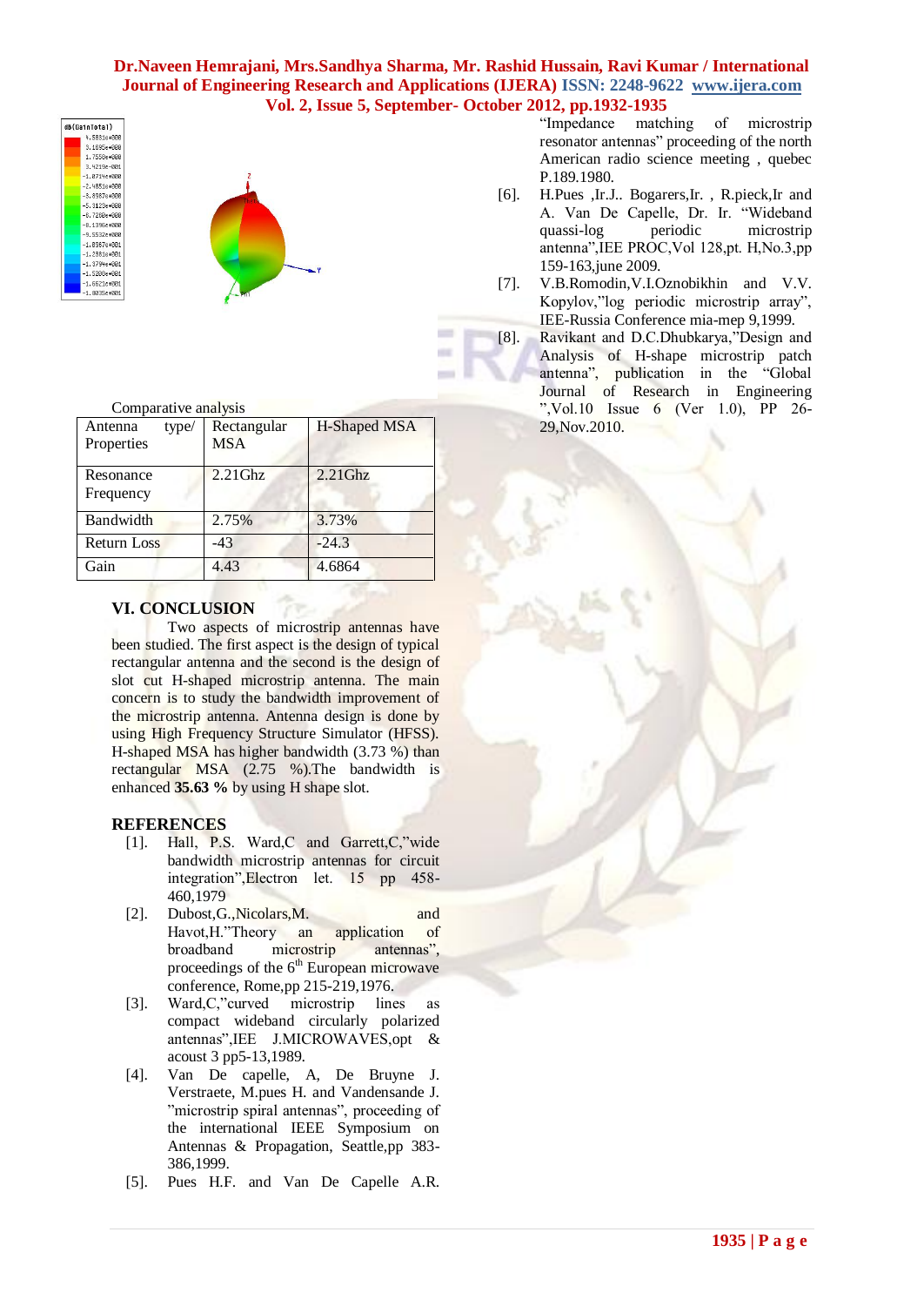dB(GainTotal)
4.5881e+000
3.1695e+000
1.7558e+000
3.4219e-001
-1.0714e+000
-2.4851e+000
-3.8987e+000
-5.3123e+000
-6.7260e+000
-8.1396e+000
-9.5532e+000
-1.0967e+001
-1.2381e+001
-1.3794e+001
-1.5208e+001
-1.6621e+001
-1.8035e+001

Comparative analysis

| Antenna type/ Properties | Rectangular MSA | H-Shaped MSA |
|---|---|---|
| Resonance Frequency | 2.21Ghz | 2.21Ghz |
| Bandwidth | 2.75% | 3.73% |
| Return Loss | -43 | -24.3 |
| Gain | 4.43 | 4.6864 |

## VI. CONCLUSION

Two aspects of microstrip antennas have been studied. The first aspect is the design of typical rectangular antenna and the second is the design of slot cut H-shaped microstrip antenna. The main concern is to study the bandwidth improvement of the microstrip antenna. Antenna design is done by using High Frequency Structure Simulator (HFSS). H-shaped MSA has higher bandwidth (3.73 %) than rectangular MSA (2.75 %).The bandwidth is enhanced **35.63 %** by using H shape slot.

## REFERENCES

[1]. Hall, P.S. Ward,C and Garrett,C,"wide bandwidth microstrip antennas for circuit integration",Electron let. 15 pp 458-460,1979

[2]. Dubost,G.,Nicolars,M. and Havot,H."Theory an application of broadband microstrip antennas", proceedings of the 6th European microwave conference, Rome,pp 215-219,1976.

[3]. Ward,C,"curved microstrip lines as compact wideband circularly polarized antennas",IEE J.MICROWAVES,opt & acoust 3 pp5-13,1989.

[4]. Van De capelle, A, De Bruyne J. Verstraete, M.pues H. and Vandensande J. "microstrip spiral antennas", proceeding of the international IEEE Symposium on Antennas & Propagation, Seattle,pp 383-386,1999.

[5]. Pues H.F. and Van De Capelle A.R. "Impedance matching of microstrip resonator antennas" proceeding of the north American radio science meeting , quebec P.189.1980.

[6]. H.Pues ,Ir.J.. Bogarers,Ir. , R.pieck,Ir and A. Van De Capelle, Dr. Ir. "Wideband quasi-log periodic microstrip antenna",IEE PROC,Vol 128,pt. H,No.3,pp 159-163,june 2009.

[7]. V.B.Romodin,V.I.Oznobikhin and V.V. Kopylov,"log periodic microstrip array", IEE-Russia Conference mia-mep 9,1999.

[8]. Ravikant and D.C.Dhubkarya,"Design and Analysis of H-shape microstrip patch antenna", publication in the "Global Journal of Research in Engineering ",Vol.10 Issue 6 (Ver 1.0), PP 26-29,Nov.2010.